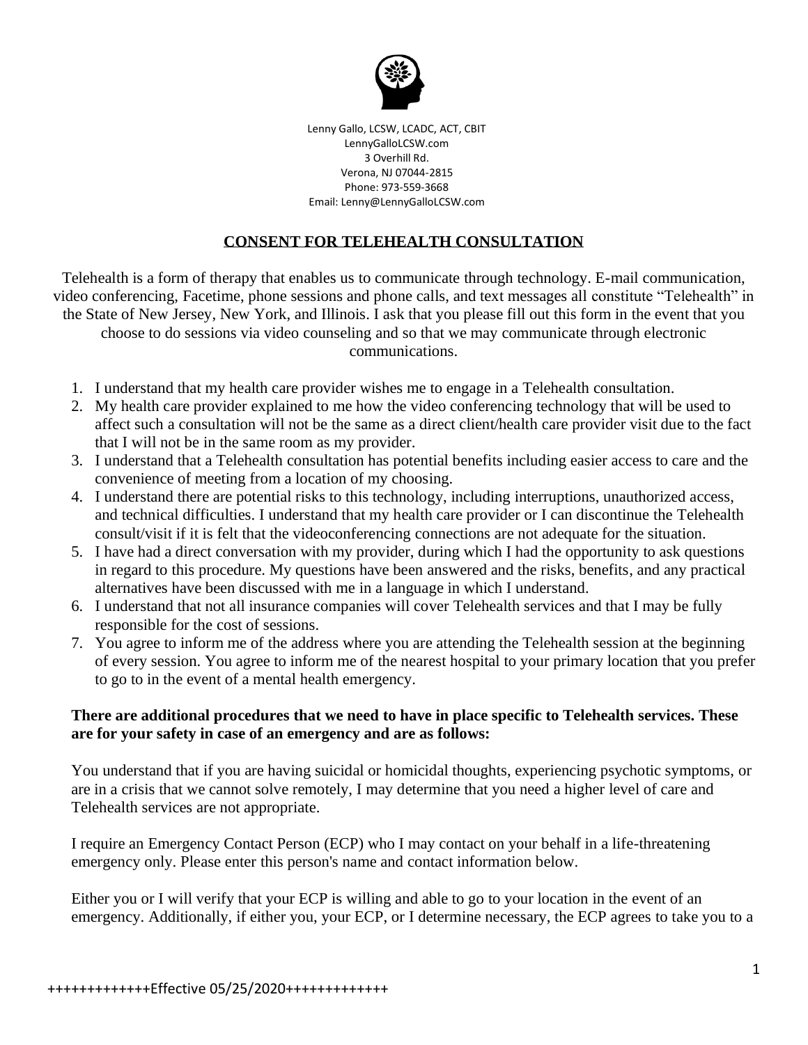Lenny Gallo, LCSW, LCADC, ACT, CBIT
LennyGalloLCSW.com
3 Overhill Rd.
Verona, NJ 07044-2815
Phone: 973-559-3668
Email: Lenny@LennyGalloLCSW.com

# CONSENT FOR TELEHEALTH CONSULTATION

Telehealth is a form of therapy that enables us to communicate through technology. E-mail communication, video conferencing, Facetime, phone sessions and phone calls, and text messages all constitute "Telehealth" in the State of New Jersey, New York, and Illinois. I ask that you please fill out this form in the event that you choose to do sessions via video counseling and so that we may communicate through electronic communications.

1. I understand that my health care provider wishes me to engage in a Telehealth consultation.
2. My health care provider explained to me how the video conferencing technology that will be used to affect such a consultation will not be the same as a direct client/health care provider visit due to the fact that I will not be in the same room as my provider.
3. I understand that a Telehealth consultation has potential benefits including easier access to care and the convenience of meeting from a location of my choosing.
4. I understand there are potential risks to this technology, including interruptions, unauthorized access, and technical difficulties. I understand that my health care provider or I can discontinue the Telehealth consult/visit if it is felt that the videoconferencing connections are not adequate for the situation.
5. I have had a direct conversation with my provider, during which I had the opportunity to ask questions in regard to this procedure. My questions have been answered and the risks, benefits, and any practical alternatives have been discussed with me in a language in which I understand.
6. I understand that not all insurance companies will cover Telehealth services and that I may be fully responsible for the cost of sessions.
7. You agree to inform me of the address where you are attending the Telehealth session at the beginning of every session. You agree to inform me of the nearest hospital to your primary location that you prefer to go to in the event of a mental health emergency.

**There are additional procedures that we need to have in place specific to Telehealth services. These are for your safety in case of an emergency and are as follows:**

You understand that if you are having suicidal or homicidal thoughts, experiencing psychotic symptoms, or are in a crisis that we cannot solve remotely, I may determine that you need a higher level of care and Telehealth services are not appropriate.

I require an Emergency Contact Person (ECP) who I may contact on your behalf in a life-threatening emergency only. Please enter this person's name and contact information below.

Either you or I will verify that your ECP is willing and able to go to your location in the event of an emergency. Additionally, if either you, your ECP, or I determine necessary, the ECP agrees to take you to a

+++++++++++++Effective 05/25/2020+++++++++++++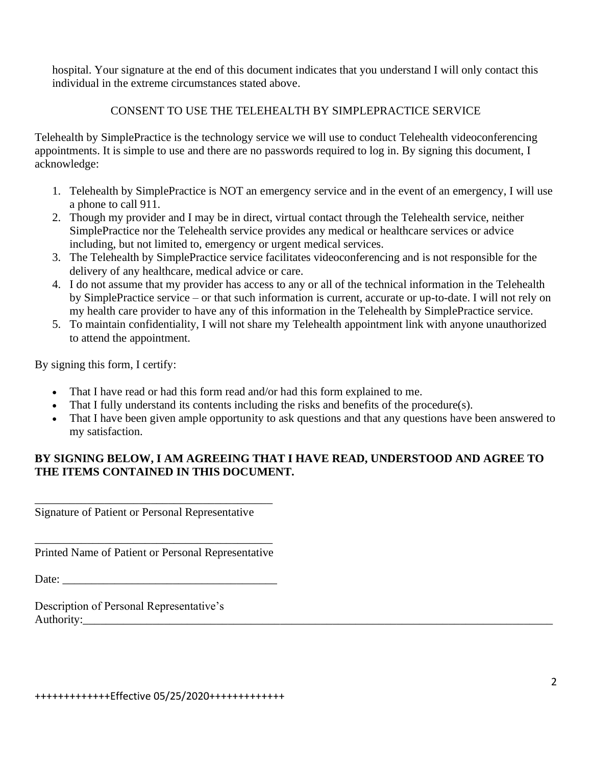hospital. Your signature at the end of this document indicates that you understand I will only contact this individual in the extreme circumstances stated above.

## CONSENT TO USE THE TELEHEALTH BY SIMPLEPRACTICE SERVICE

Telehealth by SimplePractice is the technology service we will use to conduct Telehealth videoconferencing appointments. It is simple to use and there are no passwords required to log in. By signing this document, I acknowledge:

1. Telehealth by SimplePractice is NOT an emergency service and in the event of an emergency, I will use a phone to call 911.
2. Though my provider and I may be in direct, virtual contact through the Telehealth service, neither SimplePractice nor the Telehealth service provides any medical or healthcare services or advice including, but not limited to, emergency or urgent medical services.
3. The Telehealth by SimplePractice service facilitates videoconferencing and is not responsible for the delivery of any healthcare, medical advice or care.
4. I do not assume that my provider has access to any or all of the technical information in the Telehealth by SimplePractice service – or that such information is current, accurate or up-to-date. I will not rely on my health care provider to have any of this information in the Telehealth by SimplePractice service.
5. To maintain confidentiality, I will not share my Telehealth appointment link with anyone unauthorized to attend the appointment.

By signing this form, I certify:

- That I have read or had this form read and/or had this form explained to me.
- That I fully understand its contents including the risks and benefits of the procedure(s).
- That I have been given ample opportunity to ask questions and that any questions have been answered to my satisfaction.

**BY SIGNING BELOW, I AM AGREEING THAT I HAVE READ, UNDERSTOOD AND AGREE TO THE ITEMS CONTAINED IN THIS DOCUMENT.**

___________________________________________
Signature of Patient or Personal Representative

___________________________________________
Printed Name of Patient or Personal Representative

Date: _____________________________________

Description of Personal Representative's Authority:___________________________________________________________________________________

+++++++++++++Effective 05/25/2020+++++++++++++